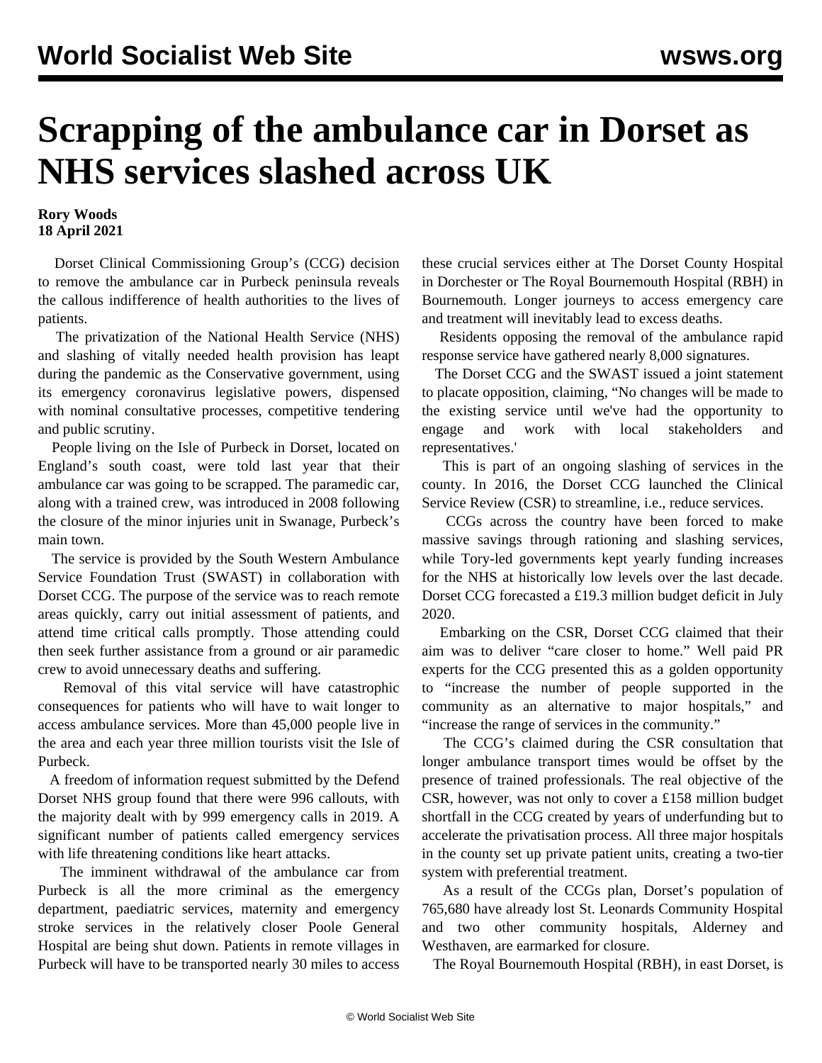# Scrapping of the ambulance car in Dorset as NHS services slashed across UK

**Rory Woods**
**18 April 2021**

Dorset Clinical Commissioning Group's (CCG) decision to remove the ambulance car in Purbeck peninsula reveals the callous indifference of health authorities to the lives of patients.

The privatization of the National Health Service (NHS) and slashing of vitally needed health provision has leapt during the pandemic as the Conservative government, using its emergency coronavirus legislative powers, dispensed with nominal consultative processes, competitive tendering and public scrutiny.

People living on the Isle of Purbeck in Dorset, located on England's south coast, were told last year that their ambulance car was going to be scrapped. The paramedic car, along with a trained crew, was introduced in 2008 following the closure of the minor injuries unit in Swanage, Purbeck's main town.

The service is provided by the South Western Ambulance Service Foundation Trust (SWAST) in collaboration with Dorset CCG. The purpose of the service was to reach remote areas quickly, carry out initial assessment of patients, and attend time critical calls promptly. Those attending could then seek further assistance from a ground or air paramedic crew to avoid unnecessary deaths and suffering.

Removal of this vital service will have catastrophic consequences for patients who will have to wait longer to access ambulance services. More than 45,000 people live in the area and each year three million tourists visit the Isle of Purbeck.

A freedom of information request submitted by the Defend Dorset NHS group found that there were 996 callouts, with the majority dealt with by 999 emergency calls in 2019. A significant number of patients called emergency services with life threatening conditions like heart attacks.

The imminent withdrawal of the ambulance car from Purbeck is all the more criminal as the emergency department, paediatric services, maternity and emergency stroke services in the relatively closer Poole General Hospital are being shut down. Patients in remote villages in Purbeck will have to be transported nearly 30 miles to access these crucial services either at The Dorset County Hospital in Dorchester or The Royal Bournemouth Hospital (RBH) in Bournemouth. Longer journeys to access emergency care and treatment will inevitably lead to excess deaths.

Residents opposing the removal of the ambulance rapid response service have gathered nearly 8,000 signatures.

The Dorset CCG and the SWAST issued a joint statement to placate opposition, claiming, "No changes will be made to the existing service until we've had the opportunity to engage and work with local stakeholders and representatives.'

This is part of an ongoing slashing of services in the county. In 2016, the Dorset CCG launched the Clinical Service Review (CSR) to streamline, i.e., reduce services.

CCGs across the country have been forced to make massive savings through rationing and slashing services, while Tory-led governments kept yearly funding increases for the NHS at historically low levels over the last decade. Dorset CCG forecasted a £19.3 million budget deficit in July 2020.

Embarking on the CSR, Dorset CCG claimed that their aim was to deliver "care closer to home." Well paid PR experts for the CCG presented this as a golden opportunity to "increase the number of people supported in the community as an alternative to major hospitals," and "increase the range of services in the community."

The CCG's claimed during the CSR consultation that longer ambulance transport times would be offset by the presence of trained professionals. The real objective of the CSR, however, was not only to cover a £158 million budget shortfall in the CCG created by years of underfunding but to accelerate the privatisation process. All three major hospitals in the county set up private patient units, creating a two-tier system with preferential treatment.

As a result of the CCGs plan, Dorset's population of 765,680 have already lost St. Leonards Community Hospital and two other community hospitals, Alderney and Westhaven, are earmarked for closure.

The Royal Bournemouth Hospital (RBH), in east Dorset, is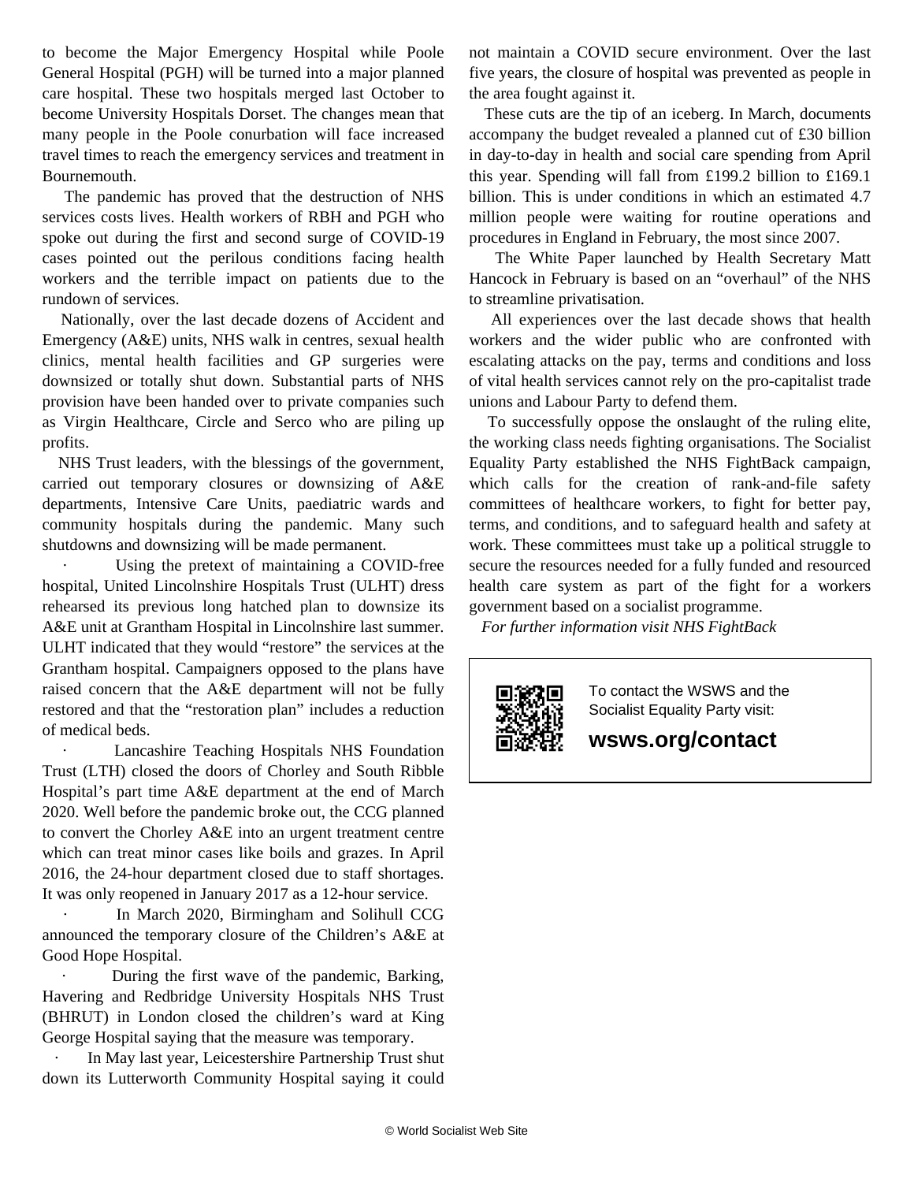to become the Major Emergency Hospital while Poole General Hospital (PGH) will be turned into a major planned care hospital. These two hospitals merged last October to become University Hospitals Dorset. The changes mean that many people in the Poole conurbation will face increased travel times to reach the emergency services and treatment in Bournemouth.

The pandemic has proved that the destruction of NHS services costs lives. Health workers of RBH and PGH who spoke out during the first and second surge of COVID-19 cases pointed out the perilous conditions facing health workers and the terrible impact on patients due to the rundown of services.

Nationally, over the last decade dozens of Accident and Emergency (A&E) units, NHS walk in centres, sexual health clinics, mental health facilities and GP surgeries were downsized or totally shut down. Substantial parts of NHS provision have been handed over to private companies such as Virgin Healthcare, Circle and Serco who are piling up profits.

NHS Trust leaders, with the blessings of the government, carried out temporary closures or downsizing of A&E departments, Intensive Care Units, paediatric wards and community hospitals during the pandemic. Many such shutdowns and downsizing will be made permanent.

· Using the pretext of maintaining a COVID-free hospital, United Lincolnshire Hospitals Trust (ULHT) dress rehearsed its previous long hatched plan to downsize its A&E unit at Grantham Hospital in Lincolnshire last summer. ULHT indicated that they would "restore" the services at the Grantham hospital. Campaigners opposed to the plans have raised concern that the A&E department will not be fully restored and that the "restoration plan" includes a reduction of medical beds.

· Lancashire Teaching Hospitals NHS Foundation Trust (LTH) closed the doors of Chorley and South Ribble Hospital's part time A&E department at the end of March 2020. Well before the pandemic broke out, the CCG planned to convert the Chorley A&E into an urgent treatment centre which can treat minor cases like boils and grazes. In April 2016, the 24-hour department closed due to staff shortages. It was only reopened in January 2017 as a 12-hour service.

· In March 2020, Birmingham and Solihull CCG announced the temporary closure of the Children's A&E at Good Hope Hospital.

· During the first wave of the pandemic, Barking, Havering and Redbridge University Hospitals NHS Trust (BHRUT) in London closed the children's ward at King George Hospital saying that the measure was temporary.

· In May last year, Leicestershire Partnership Trust shut down its Lutterworth Community Hospital saying it could not maintain a COVID secure environment. Over the last five years, the closure of hospital was prevented as people in the area fought against it.

These cuts are the tip of an iceberg. In March, documents accompany the budget revealed a planned cut of £30 billion in day-to-day in health and social care spending from April this year. Spending will fall from £199.2 billion to £169.1 billion. This is under conditions in which an estimated 4.7 million people were waiting for routine operations and procedures in England in February, the most since 2007.

The White Paper launched by Health Secretary Matt Hancock in February is based on an "overhaul" of the NHS to streamline privatisation.

All experiences over the last decade shows that health workers and the wider public who are confronted with escalating attacks on the pay, terms and conditions and loss of vital health services cannot rely on the pro-capitalist trade unions and Labour Party to defend them.

To successfully oppose the onslaught of the ruling elite, the working class needs fighting organisations. The Socialist Equality Party established the NHS FightBack campaign, which calls for the creation of rank-and-file safety committees of healthcare workers, to fight for better pay, terms, and conditions, and to safeguard health and safety at work. These committees must take up a political struggle to secure the resources needed for a fully funded and resourced health care system as part of the fight for a workers government based on a socialist programme.

*For further information visit NHS FightBack*

To contact the WSWS and the Socialist Equality Party visit:

**wsws.org/contact**